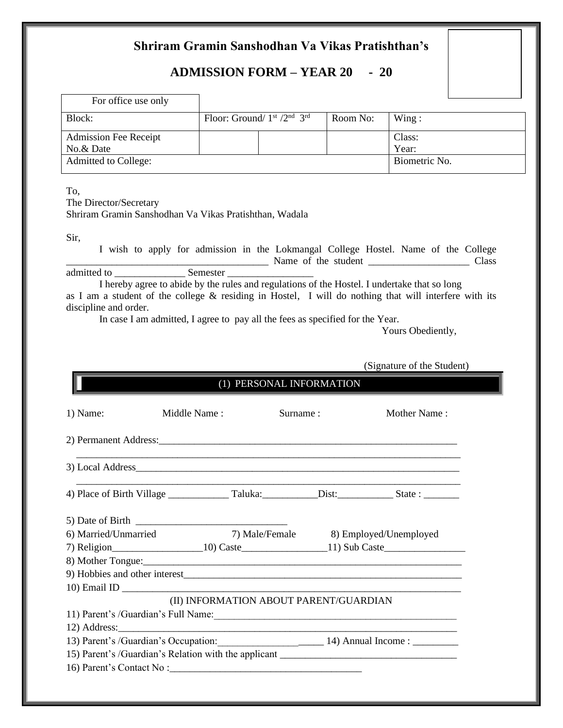# Shriram Gramin Sanshodhan Va Vikas Pratishthan's

## ADMISSION FORM – YEAR 20 - 20

| For office use only | | | | |
|---|---|---|---|---|
| Block: | Floor: Ground/ 1st /2nd 3rd | | Room No: | Wing : |
| Admission Fee Receipt No.& Date | | | | Class: Year: |
| Admitted to College: | | | | Biometric No. |

To,
The Director/Secretary
Shriram Gramin Sanshodhan Va Vikas Pratishthan, Wadala

Sir,

I wish to apply for admission in the Lokmangal College Hostel. Name of the College ________________________________________ Name of the student ____________________ Class admitted to ______________ Semester _________________

I hereby agree to abide by the rules and regulations of the Hostel. I undertake that so long as I am a student of the college & residing in Hostel, I will do nothing that will interfere with its discipline and order.

In case I am admitted, I agree to pay all the fees as specified for the Year.

Yours Obediently,

(Signature of the Student)

### (1) PERSONAL INFORMATION

1) Name: Middle Name : Surname : Mother Name :

2) Permanent Address:_____________________________________________________________
_____________________________________________________________________________

3) Local Address__________________________________________________________________
_____________________________________________________________________________

4) Place of Birth Village ____________ Taluka:___________Dist:___________ State : _______

5) Date of Birth ______________________________

6) Married/Unmarried 7) Male/Female 8) Employed/Unemployed

7) Religion__________________10) Caste_________________11) Sub Caste________________

8) Mother Tongue:_________________________________________________________________

9) Hobbies and other interest___________________________________________________________

10) Email ID ______________________________________________________________________

### (II) INFORMATION ABOUT PARENT/GUARDIAN

11) Parent's /Guardian's Full Name:__________________________________________________

12) Address:________________________________________________________________________

13) Parent's /Guardian's Occupation:_______________________ 14) Annual Income : _________

15) Parent's /Guardian's Relation with the applicant __________________________________

16) Parent's Contact No :_____________________________________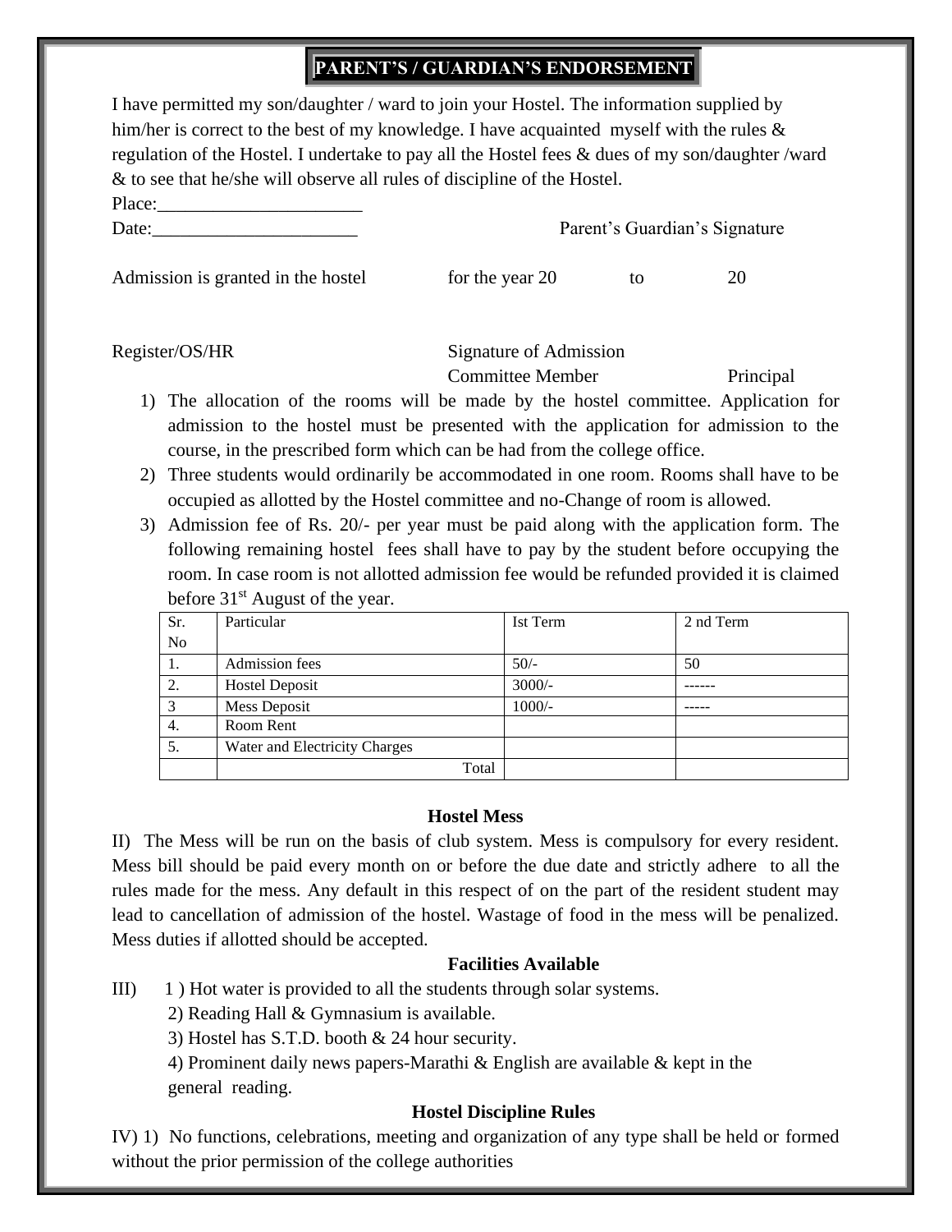## PARENT'S / GUARDIAN'S ENDORSEMENT

I have permitted my son/daughter / ward to join your Hostel. The information supplied by him/her is correct to the best of my knowledge. I have acquainted myself with the rules & regulation of the Hostel. I undertake to pay all the Hostel fees & dues of my son/daughter /ward & to see that he/she will observe all rules of discipline of the Hostel.

Place:______________________

Date:______________________ Parent's Guardian's Signature

Admission is granted in the hostel for the year 20 to 20

Register/OS/HR Signature of Admission Committee Member Principal

1) The allocation of the rooms will be made by the hostel committee. Application for admission to the hostel must be presented with the application for admission to the course, in the prescribed form which can be had from the college office.
2) Three students would ordinarily be accommodated in one room. Rooms shall have to be occupied as allotted by the Hostel committee and no-Change of room is allowed.
3) Admission fee of Rs. 20/- per year must be paid along with the application form. The following remaining hostel fees shall have to pay by the student before occupying the room. In case room is not allotted admission fee would be refunded provided it is claimed before 31st August of the year.

| Sr. No | Particular | Ist Term | 2 nd Term |
|---|---|---|---|
| 1. | Admission fees | 50/- | 50 |
| 2. | Hostel Deposit | 3000/- | ------ |
| 3 | Mess Deposit | 1000/- | ----- |
| 4. | Room Rent | | |
| 5. | Water and Electricity Charges | | |
| | Total | | |

### Hostel Mess

II) The Mess will be run on the basis of club system. Mess is compulsory for every resident. Mess bill should be paid every month on or before the due date and strictly adhere to all the rules made for the mess. Any default in this respect of on the part of the resident student may lead to cancellation of admission of the hostel. Wastage of food in the mess will be penalized. Mess duties if allotted should be accepted.

### Facilities Available

III) 1 ) Hot water is provided to all the students through solar systems.

2) Reading Hall & Gymnasium is available.

3) Hostel has S.T.D. booth & 24 hour security.

4) Prominent daily news papers-Marathi & English are available & kept in the general reading.

### Hostel Discipline Rules

IV) 1) No functions, celebrations, meeting and organization of any type shall be held or formed without the prior permission of the college authorities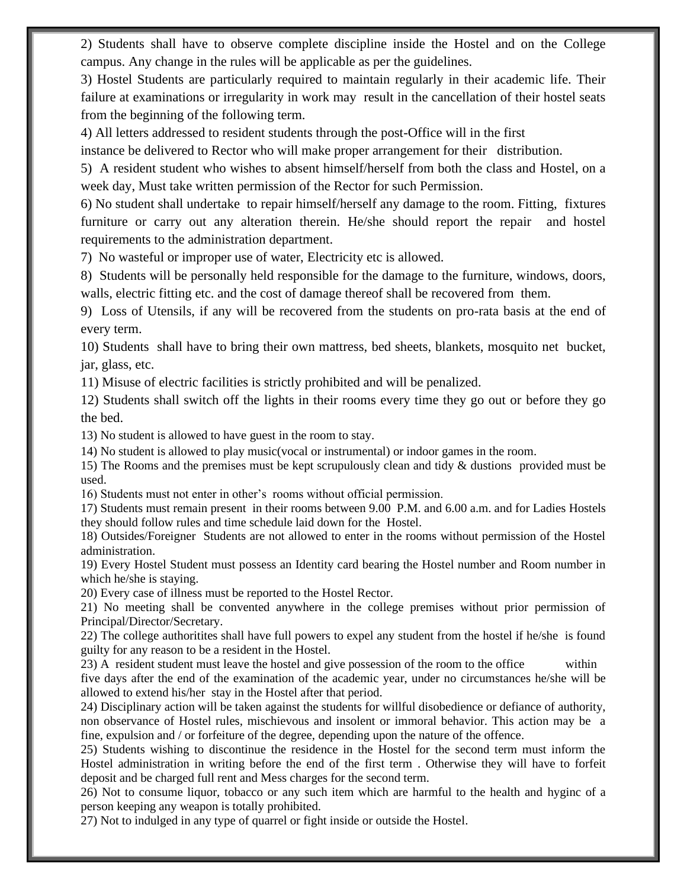2) Students shall have to observe complete discipline inside the Hostel and on the College campus. Any change in the rules will be applicable as per the guidelines.

3) Hostel Students are particularly required to maintain regularly in their academic life. Their failure at examinations or irregularity in work may result in the cancellation of their hostel seats from the beginning of the following term.

4) All letters addressed to resident students through the post-Office will in the first instance be delivered to Rector who will make proper arrangement for their distribution.

5) A resident student who wishes to absent himself/herself from both the class and Hostel, on a week day, Must take written permission of the Rector for such Permission.

6) No student shall undertake to repair himself/herself any damage to the room. Fitting, fixtures furniture or carry out any alteration therein. He/she should report the repair and hostel requirements to the administration department.

7) No wasteful or improper use of water, Electricity etc is allowed.

8) Students will be personally held responsible for the damage to the furniture, windows, doors, walls, electric fitting etc. and the cost of damage thereof shall be recovered from them.

9) Loss of Utensils, if any will be recovered from the students on pro-rata basis at the end of every term.

10) Students shall have to bring their own mattress, bed sheets, blankets, mosquito net bucket, jar, glass, etc.

11) Misuse of electric facilities is strictly prohibited and will be penalized.

12) Students shall switch off the lights in their rooms every time they go out or before they go the bed.

13) No student is allowed to have guest in the room to stay.

14) No student is allowed to play music(vocal or instrumental) or indoor games in the room.

15) The Rooms and the premises must be kept scrupulously clean and tidy & dustions provided must be used.

16) Students must not enter in other's rooms without official permission.

17) Students must remain present in their rooms between 9.00 P.M. and 6.00 a.m. and for Ladies Hostels they should follow rules and time schedule laid down for the Hostel.

18) Outsides/Foreigner Students are not allowed to enter in the rooms without permission of the Hostel administration.

19) Every Hostel Student must possess an Identity card bearing the Hostel number and Room number in which he/she is staying.

20) Every case of illness must be reported to the Hostel Rector.

21) No meeting shall be convented anywhere in the college premises without prior permission of Principal/Director/Secretary.

22) The college authoritites shall have full powers to expel any student from the hostel if he/she is found guilty for any reason to be a resident in the Hostel.

23) A resident student must leave the hostel and give possession of the room to the office within five days after the end of the examination of the academic year, under no circumstances he/she will be allowed to extend his/her stay in the Hostel after that period.

24) Disciplinary action will be taken against the students for willful disobedience or defiance of authority, non observance of Hostel rules, mischievous and insolent or immoral behavior. This action may be a fine, expulsion and / or forfeiture of the degree, depending upon the nature of the offence.

25) Students wishing to discontinue the residence in the Hostel for the second term must inform the Hostel administration in writing before the end of the first term . Otherwise they will have to forfeit deposit and be charged full rent and Mess charges for the second term.

26) Not to consume liquor, tobacco or any such item which are harmful to the health and hyginc of a person keeping any weapon is totally prohibited.

27) Not to indulged in any type of quarrel or fight inside or outside the Hostel.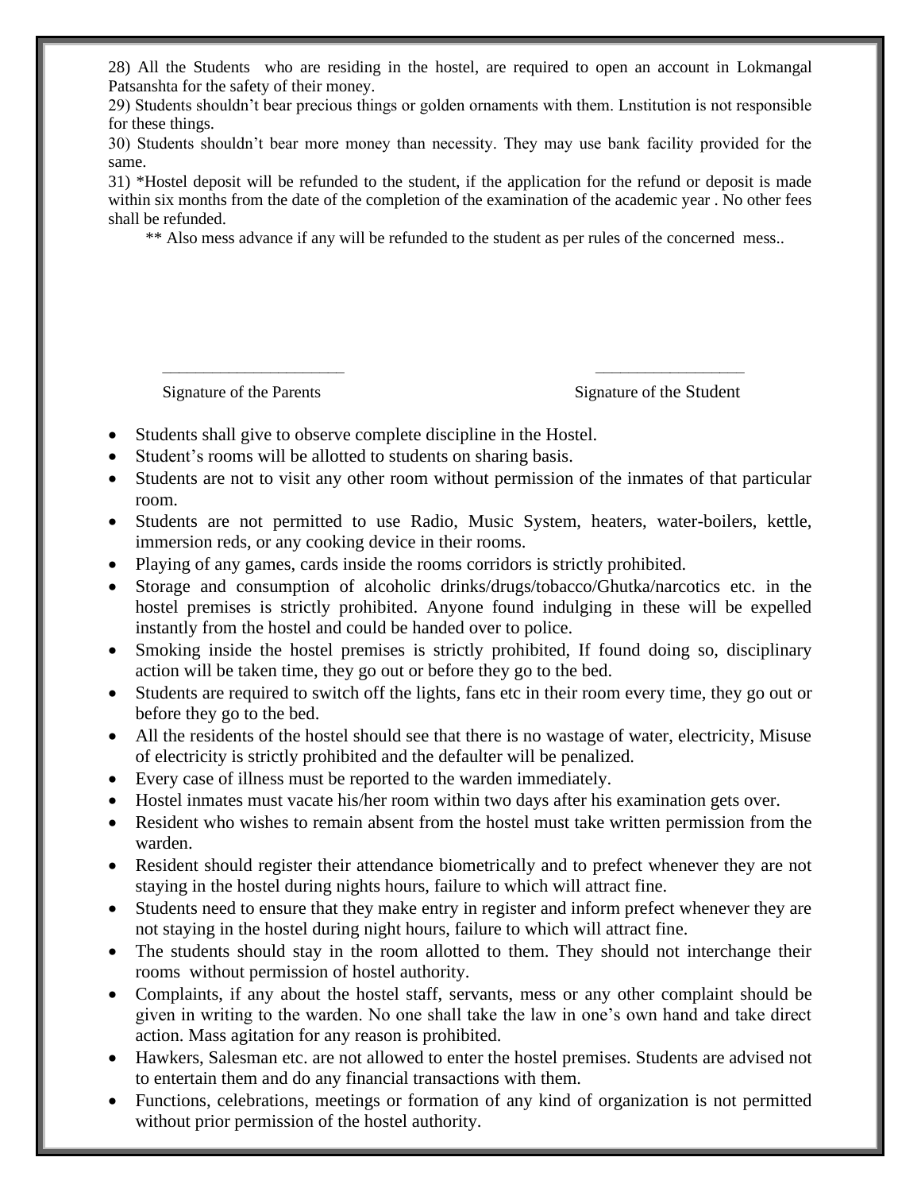28) All the Students who are residing in the hostel, are required to open an account in Lokmangal Patsanshta for the safety of their money.

29) Students shouldn't bear precious things or golden ornaments with them. Lnstitution is not responsible for these things.

30) Students shouldn't bear more money than necessity. They may use bank facility provided for the same.

31) *Hostel deposit will be refunded to the student, if the application for the refund or deposit is made within six months from the date of the completion of the examination of the academic year . No other fees shall be refunded.

** Also mess advance if any will be refunded to the student as per rules of the concerned mess..

_______________________ ___________________

Signature of the Parents Signature of the Student

- Students shall give to observe complete discipline in the Hostel.
- Student's rooms will be allotted to students on sharing basis.
- Students are not to visit any other room without permission of the inmates of that particular room.
- Students are not permitted to use Radio, Music System, heaters, water-boilers, kettle, immersion reds, or any cooking device in their rooms.
- Playing of any games, cards inside the rooms corridors is strictly prohibited.
- Storage and consumption of alcoholic drinks/drugs/tobacco/Ghutka/narcotics etc. in the hostel premises is strictly prohibited. Anyone found indulging in these will be expelled instantly from the hostel and could be handed over to police.
- Smoking inside the hostel premises is strictly prohibited, If found doing so, disciplinary action will be taken time, they go out or before they go to the bed.
- Students are required to switch off the lights, fans etc in their room every time, they go out or before they go to the bed.
- All the residents of the hostel should see that there is no wastage of water, electricity, Misuse of electricity is strictly prohibited and the defaulter will be penalized.
- Every case of illness must be reported to the warden immediately.
- Hostel inmates must vacate his/her room within two days after his examination gets over.
- Resident who wishes to remain absent from the hostel must take written permission from the warden.
- Resident should register their attendance biometrically and to prefect whenever they are not staying in the hostel during nights hours, failure to which will attract fine.
- Students need to ensure that they make entry in register and inform prefect whenever they are not staying in the hostel during night hours, failure to which will attract fine.
- The students should stay in the room allotted to them. They should not interchange their rooms without permission of hostel authority.
- Complaints, if any about the hostel staff, servants, mess or any other complaint should be given in writing to the warden. No one shall take the law in one's own hand and take direct action. Mass agitation for any reason is prohibited.
- Hawkers, Salesman etc. are not allowed to enter the hostel premises. Students are advised not to entertain them and do any financial transactions with them.
- Functions, celebrations, meetings or formation of any kind of organization is not permitted without prior permission of the hostel authority.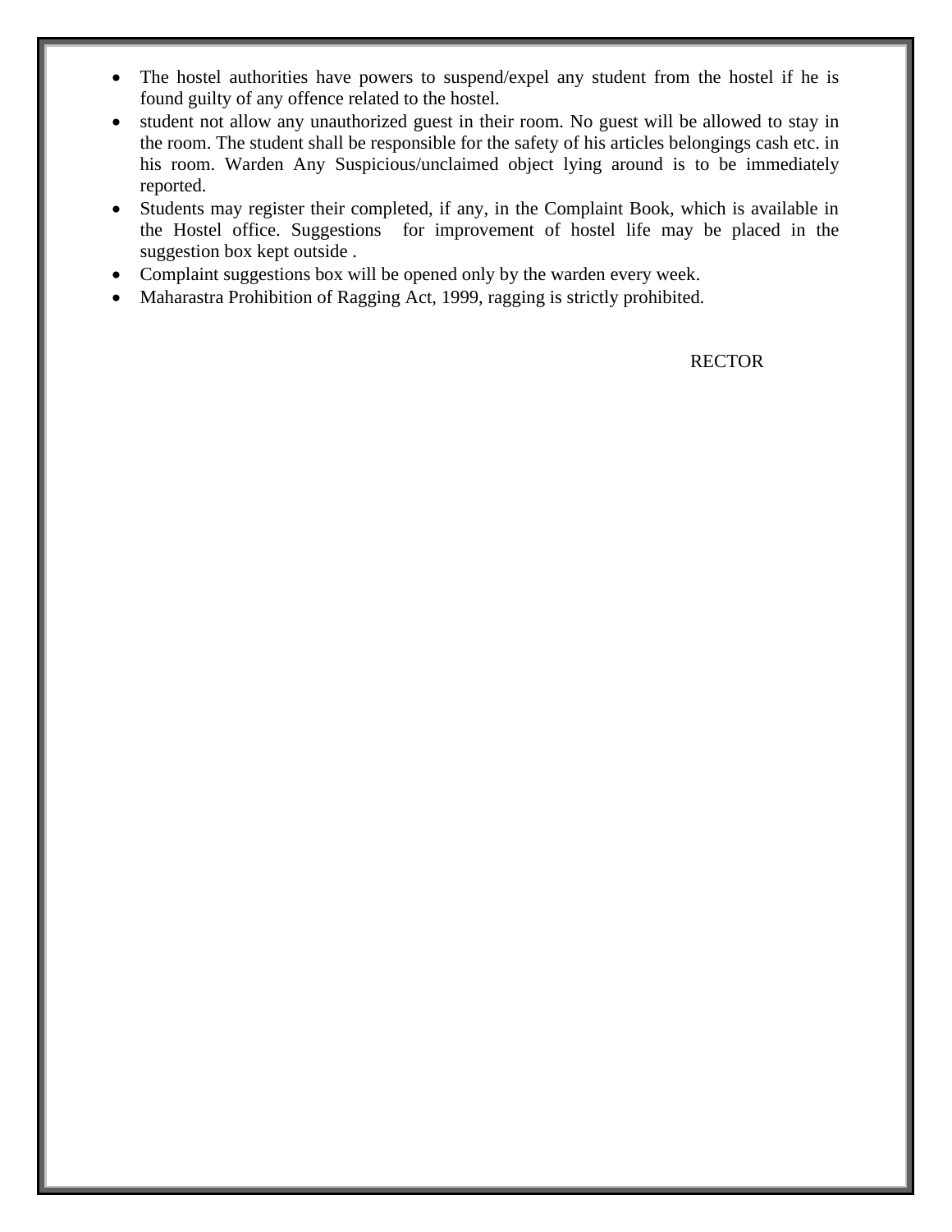- The hostel authorities have powers to suspend/expel any student from the hostel if he is found guilty of any offence related to the hostel.
- student not allow any unauthorized guest in their room. No guest will be allowed to stay in the room. The student shall be responsible for the safety of his articles belongings cash etc. in his room. Warden Any Suspicious/unclaimed object lying around is to be immediately reported.
- Students may register their completed, if any, in the Complaint Book, which is available in the Hostel office. Suggestions for improvement of hostel life may be placed in the suggestion box kept outside .
- Complaint suggestions box will be opened only by the warden every week.
- Maharastra Prohibition of Ragging Act, 1999, ragging is strictly prohibited.

RECTOR